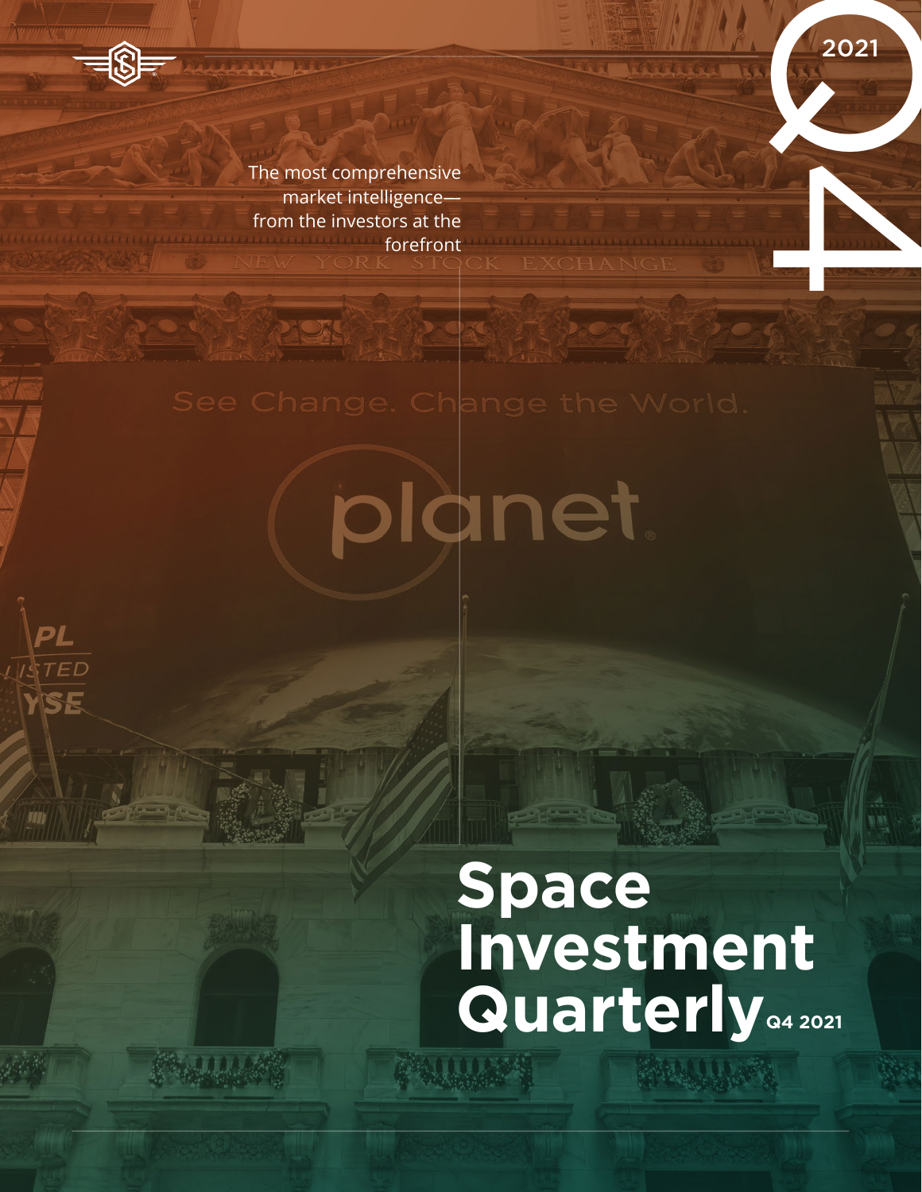2021

Q4

The most comprehensive market intelligence—from the investors at the forefront

# Space Investment Quarterly Q4 2021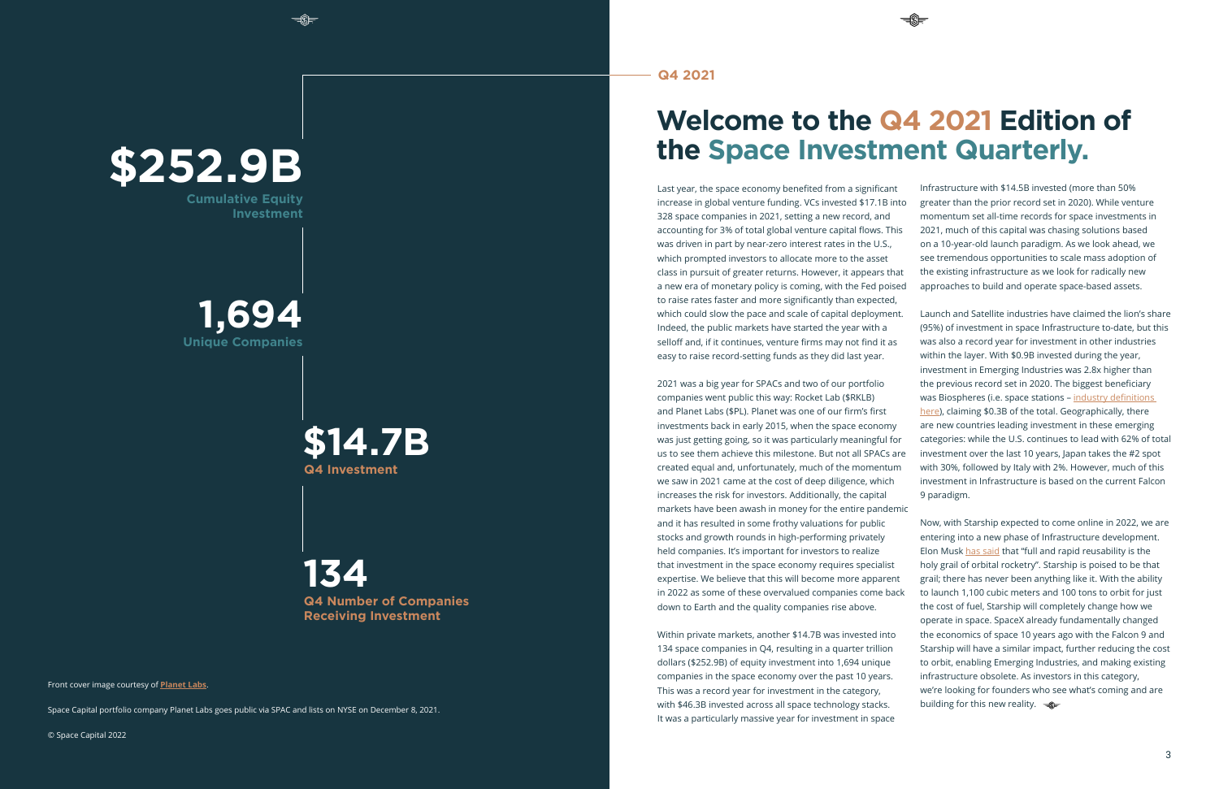**$252.9B**
**Cumulative Equity Investment**

**1,694**
**Unique Companies**

**$14.7B**
**Q4 Investment**

**134**
**Q4 Number of Companies Receiving Investment**

Front cover image courtesy of **Planet Labs**.

Space Capital portfolio company Planet Labs goes public via SPAC and lists on NYSE on December 8, 2021.

© Space Capital 2022

**Q4 2021**

# Welcome to the Q4 2021 Edition of the Space Investment Quarterly.

Last year, the space economy benefited from a significant increase in global venture funding. VCs invested $17.1B into 328 space companies in 2021, setting a new record, and accounting for 3% of total global venture capital flows. This was driven in part by near-zero interest rates in the U.S., which prompted investors to allocate more to the asset class in pursuit of greater returns. However, it appears that a new era of monetary policy is coming, with the Fed poised to raise rates faster and more significantly than expected, which could slow the pace and scale of capital deployment. Indeed, the public markets have started the year with a selloff and, if it continues, venture firms may not find it as easy to raise record-setting funds as they did last year.

2021 was a big year for SPACs and two of our portfolio companies went public this way: Rocket Lab ($RKLB) and Planet Labs ($PL). Planet was one of our firm's first investments back in early 2015, when the space economy was just getting going, so it was particularly meaningful for us to see them achieve this milestone. But not all SPACs are created equal and, unfortunately, much of the momentum we saw in 2021 came at the cost of deep diligence, which increases the risk for investors. Additionally, the capital markets have been awash in money for the entire pandemic and it has resulted in some frothy valuations for public stocks and growth rounds in high-performing privately held companies. It's important for investors to realize that investment in the space economy requires specialist expertise. We believe that this will become more apparent in 2022 as some of these overvalued companies come back down to Earth and the quality companies rise above.

Within private markets, another $14.7B was invested into 134 space companies in Q4, resulting in a quarter trillion dollars ($252.9B) of equity investment into 1,694 unique companies in the space economy over the past 10 years. This was a record year for investment in the category, with $46.3B invested across all space technology stacks. It was a particularly massive year for investment in space Infrastructure with $14.5B invested (more than 50% greater than the prior record set in 2020). While venture momentum set all-time records for space investments in 2021, much of this capital was chasing solutions based on a 10-year-old launch paradigm. As we look ahead, we see tremendous opportunities to scale mass adoption of the existing infrastructure as we look for radically new approaches to build and operate space-based assets.

Launch and Satellite industries have claimed the lion's share (95%) of investment in space Infrastructure to-date, but this was also a record year for investment in other industries within the layer. With $0.9B invested during the year, investment in Emerging Industries was 2.8x higher than the previous record set in 2020. The biggest beneficiary was Biospheres (i.e. space stations – industry definitions here), claiming $0.3B of the total. Geographically, there are new countries leading investment in these emerging categories: while the U.S. continues to lead with 62% of total investment over the last 10 years, Japan takes the #2 spot with 30%, followed by Italy with 2%. However, much of this investment in Infrastructure is based on the current Falcon 9 paradigm.

Now, with Starship expected to come online in 2022, we are entering into a new phase of Infrastructure development. Elon Musk has said that "full and rapid reusability is the holy grail of orbital rocketry". Starship is poised to be that grail; there has never been anything like it. With the ability to launch 1,100 cubic meters and 100 tons to orbit for just the cost of fuel, Starship will completely change how we operate in space. SpaceX already fundamentally changed the economics of space 10 years ago with the Falcon 9 and Starship will have a similar impact, further reducing the cost to orbit, enabling Emerging Industries, and making existing infrastructure obsolete. As investors in this category, we're looking for founders who see what's coming and are building for this new reality.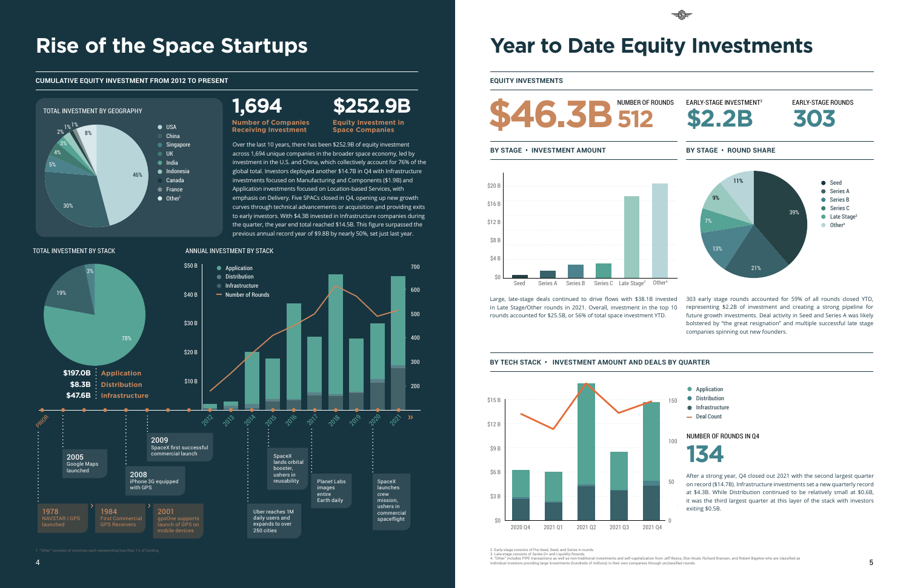# Rise of the Space Startups

## CUMULATIVE EQUITY INVESTMENT FROM 2012 TO PRESENT

**TOTAL INVESTMENT BY GEOGRAPHY**

| Country | Share |
| --- | --- |
| USA | 46% |
| China | 30% |
| Singapore | 5% |
| UK | 4% |
| India | 3% |
| Indonesia | 2% |
| Canada | 1% |
| France | 1% |
| Other[1] | 8% |

**1,694** Number of Companies Receiving Investment

**$252.9B** Equity Investment in Space Companies

Over the last 10 years, there has been $252.9B of equity investment across 1,694 unique companies in the broader space economy, led by investment in the U.S. and China, which collectively account for 76% of the global total. Investors deployed another $14.7B in Q4 with Infrastructure investments focused on Manufacturing and Components ($1.9B) and Application investments focused on Location-based Services, with emphasis on Delivery. Five SPACs closed in Q4, opening up new growth curves through technical advancements or acquisition and providing exits to early investors. With $4.3B invested in Infrastructure companies during the quarter, the year end total reached $14.5B. This figure surpassed the previous annual record year of $9.8B by nearly 50%, set just last year.

**TOTAL INVESTMENT BY STACK**

| Stack | Amount | Share |
| --- | --- | --- |
| Application | $197.0B | 78% |
| Distribution | $8.3B | 3% |
| Infrastructure | $47.6B | 19% |

**ANNUAL INVESTMENT BY STACK**

(Application, Distribution, Infrastructure, Number of Rounds; 2012–2021)

Timeline:
- 1978 NAVSTAR I GPS launched
- 1984 First Commercial GPS Receivers
- 2001 gpsOne supports launch of GPS on mobile devices
- 2005 Google Maps launched
- 2008 iPhone 3G equipped with GPS
- 2009 SpaceX first successful commercial launch
- Uber reaches 1M daily users and expands to over 250 cities
- SpaceX lands orbital booster, ushers in reusability
- Planet Labs images entire Earth daily
- SpaceX launches crew mission, ushers in commercial spaceflight

1. "Other" consists of countries each representing less than 1% of funding.

# Year to Date Equity Investments

## EQUITY INVESTMENTS

**$46.3B**

| NUMBER OF ROUNDS | EARLY-STAGE INVESTMENT[2] | EARLY-STAGE ROUNDS |
| --- | --- | --- |
| 512 | $2.2B | 303 |

**BY STAGE • INVESTMENT AMOUNT**

(Seed, Series A, Series B, Series C, Late Stage[3], Other[4])

Large, late-stage deals continued to drive flows with $38.1B invested in Late Stage/Other rounds in 2021. Overall, investment in the top 10 rounds accounted for $25.5B, or 56% of total space investment YTD.

**BY STAGE • ROUND SHARE**

| Stage | Share |
| --- | --- |
| Seed | 39% |
| Series A | 21% |
| Series B | 13% |
| Series C | 7% |
| Late Stage[3] | 9% |
| Other[4] | 11% |

303 early stage rounds accounted for 59% of all rounds closed YTD, representing $2.2B of investment and creating a strong pipeline for future growth investments. Deal activity in Seed and Series A was likely bolstered by "the great resignation" and multiple successful late stage companies spinning out new founders.

## BY TECH STACK • INVESTMENT AMOUNT AND DEALS BY QUARTER

(Application, Distribution, Infrastructure, Deal Count; 2020 Q4 – 2021 Q4)

**NUMBER OF ROUNDS IN Q4**

**134**

After a strong year, Q4 closed out 2021 with the second largest quarter on record ($14.7B). Infrastructure investments set a new quarterly record at $4.3B. While Distribution continued to be relatively small at $0.6B, it was the third largest quarter at this layer of the stack with investors exiting $0.5B.

2. Early-stage consists of Pre-Seed, Seed, and Series A rounds.
3. Late-stage consists of Series D+ and Liquidity Rounds.
4. "Other" includes PIPE transactions as well as non-traditional investments and self-capitalization from Jeff Bezos, Elon Musk, Richard Branson, and Robert Bigelow who are classified as Individual investors providing large investments (hundreds of millions) in their own companies through unclassified rounds.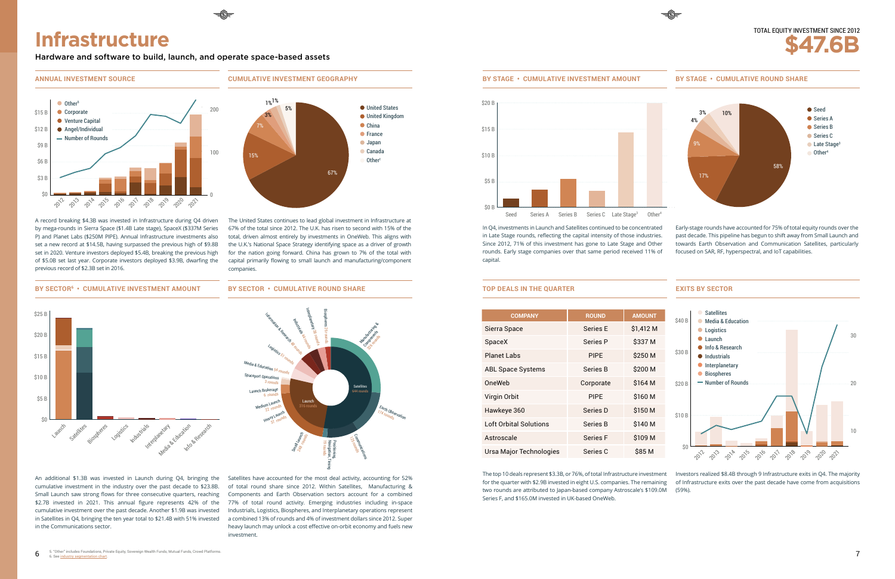# Infrastructure

**Hardware and software to build, launch, and operate space-based assets**

TOTAL EQUITY INVESTMENT SINCE 2012

**$47.6B**

## ANNUAL INVESTMENT SOURCE

A record breaking $4.3B was invested in Infrastructure during Q4 driven by mega-rounds in Sierra Space ($1.4B Late stage), SpaceX ($337M Series P) and Planet Labs ($250M PIPE). Annual Infrastructure investments also set a new record at $14.5B, having surpassed the previous high of $9.8B set in 2020. Venture investors deployed $5.4B, breaking the previous high of $5.0B set last year. Corporate investors deployed $3.9B, dwarfing the previous record of $2.3B set in 2016.

## CUMULATIVE INVESTMENT GEOGRAPHY

The United States continues to lead global investment in Infrastructure at 67% of the total since 2012. The U.K. has risen to second with 15% of the total, driven almost entirely by investments in OneWeb. This aligns with the U.K.'s National Space Strategy identifying space as a driver of growth for the nation going forward. China has grown to 7% of the total with capital primarily flowing to small launch and manufacturing/component companies.

## BY STAGE • CUMULATIVE INVESTMENT AMOUNT

In Q4, investments in Launch and Satellites continued to be concentrated in Late Stage rounds, reflecting the capital intensity of those industries. Since 2012, 71% of this investment has gone to Late Stage and Other rounds. Early stage companies over that same period received 11% of capital.

## BY STAGE • CUMULATIVE ROUND SHARE

Early-stage rounds have accounted for 75% of total equity rounds over the past decade. This pipeline has begun to shift away from Small Launch and towards Earth Observation and Communication Satellites, particularly focused on SAR, RF, hyperspectral, and IoT capabilities.

## BY SECTOR[6] • CUMULATIVE INVESTMENT AMOUNT

An additional $1.3B was invested in Launch during Q4, bringing the cumulative investment in the industry over the past decade to $23.8B. Small Launch saw strong flows for three consecutive quarters, reaching $2.7B invested in 2021. This annual figure represents 42% of the cumulative investment over the past decade. Another $1.9B was invested in Satellites in Q4, bringing the ten year total to $21.4B with 51% invested in the Communications sector.

## BY SECTOR • CUMULATIVE ROUND SHARE

Satellites have accounted for the most deal activity, accounting for 52% of total round share since 2012. Within Satellites, Manufacturing & Components and Earth Observation sectors account for a combined 77% of total round activity. Emerging industries including in-space Industrials, Logistics, Biospheres, and Interplanetary operations represent a combined 13% of rounds and 4% of investment dollars since 2012. Super heavy launch may unlock a cost effective on-orbit economy and fuels new investment.

## TOP DEALS IN THE QUARTER

| COMPANY | ROUND | AMOUNT |
|---|---|---|
| Sierra Space | Series E | $1,412 M |
| SpaceX | Series P | $337 M |
| Planet Labs | PIPE | $250 M |
| ABL Space Systems | Series B | $200 M |
| OneWeb | Corporate | $164 M |
| Virgin Orbit | PIPE | $160 M |
| Hawkeye 360 | Series D | $150 M |
| Loft Orbital Solutions | Series B | $140 M |
| Astroscale | Series F | $109 M |
| Ursa Major Technologies | Series C | $85 M |

The top 10 deals represent $3.3B, or 76%, of total Infrastructure investment for the quarter with $2.9B invested in eight U.S. companies. The remaining two rounds are attributed to Japan-based company Astroscale's $109.0M Series F, and $165.0M invested in UK-based OneWeb.

## EXITS BY SECTOR

Investors realized $8.4B through 9 Infrastructure exits in Q4. The majority of Infrastructure exits over the past decade have come from acquisitions (59%).

5. "Other" includes Foundations, Private Equity, Sovereign Wealth Funds, Mutual Funds, Crowd Platforms.
6. See industry segmentation chart.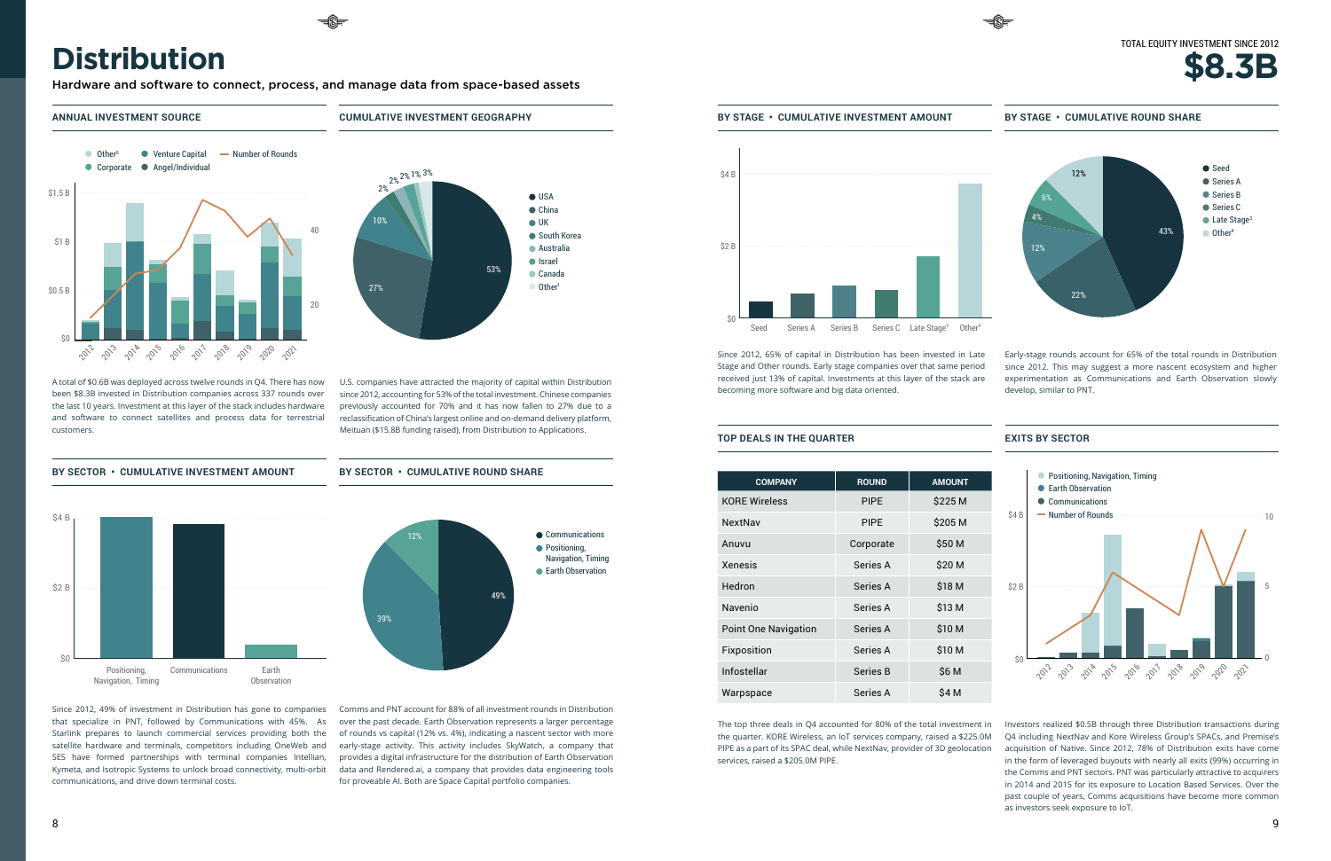# Distribution

**Hardware and software to connect, process, and manage data from space-based assets**

TOTAL EQUITY INVESTMENT SINCE 2012

**$8.3B**

## ANNUAL INVESTMENT SOURCE

A total of $0.6B was deployed across twelve rounds in Q4. There has now been $8.3B invested in Distribution companies across 337 rounds over the last 10 years. Investment at this layer of the stack includes hardware and software to connect satellites and process data for terrestrial customers.

## CUMULATIVE INVESTMENT GEOGRAPHY

U.S. companies have attracted the majority of capital within Distribution since 2012, accounting for 53% of the total investment. Chinese companies previously accounted for 70% and it has now fallen to 27% due to a reclassification of China's largest online and on-demand delivery platform, Meituan ($15.8B funding raised), from Distribution to Applications.

## BY SECTOR • CUMULATIVE INVESTMENT AMOUNT

Since 2012, 49% of investment in Distribution has gone to companies that specialize in PNT, followed by Communications with 45%. As Starlink prepares to launch commercial services providing both the satellite hardware and terminals, competitors including OneWeb and SES have formed partnerships with terminal companies Intellian, Kymeta, and Isotropic Systems to unlock broad connectivity, multi-orbit communications, and drive down terminal costs.

## BY SECTOR • CUMULATIVE ROUND SHARE

Comms and PNT account for 88% of all investment rounds in Distribution over the past decade. Earth Observation represents a larger percentage of rounds vs capital (12% vs. 4%), indicating a nascent sector with more early-stage activity. This activity includes SkyWatch, a company that provides a digital infrastructure for the distribution of Earth Observation data and Rendered.ai, a company that provides data engineering tools for proveable AI. Both are Space Capital portfolio companies.

## BY STAGE • CUMULATIVE INVESTMENT AMOUNT

Since 2012, 65% of capital in Distribution has been invested in Late Stage and Other rounds. Early stage companies over that same period received just 13% of capital. Investments at this layer of the stack are becoming more software and big data oriented.

## BY STAGE • CUMULATIVE ROUND SHARE

Early-stage rounds account for 65% of the total rounds in Distribution since 2012. This may suggest a more nascent ecosystem and higher experimentation as Communications and Earth Observation slowly develop, similar to PNT.

## TOP DEALS IN THE QUARTER

| COMPANY | ROUND | AMOUNT |
|---|---|---|
| KORE Wireless | PIPE | $225 M |
| NextNav | PIPE | $205 M |
| Anuvu | Corporate | $50 M |
| Xenesis | Series A | $20 M |
| Hedron | Series A | $18 M |
| Navenio | Series A | $13 M |
| Point One Navigation | Series A | $10 M |
| Fixposition | Series A | $10 M |
| Infostellar | Series B | $6 M |
| Warpspace | Series A | $4 M |

The top three deals in Q4 accounted for 80% of the total investment in the quarter. KORE Wireless, an IoT services company, raised a $225.0M PIPE as a part of its SPAC deal, while NextNav, provider of 3D geolocation services, raised a $205.0M PIPE.

## EXITS BY SECTOR

Investors realized $0.5B through three Distribution transactions during Q4 including NextNav and Kore Wireless Group's SPACs, and Premise's acquisition of Native. Since 2012, 78% of Distribution exits have come in the form of leveraged buyouts with nearly all exits (99%) occurring in the Comms and PNT sectors. PNT was particularly attractive to acquirers in 2014 and 2015 for its exposure to Location Based Services. Over the past couple of years, Comms acquisitions have become more common as investors seek exposure to IoT.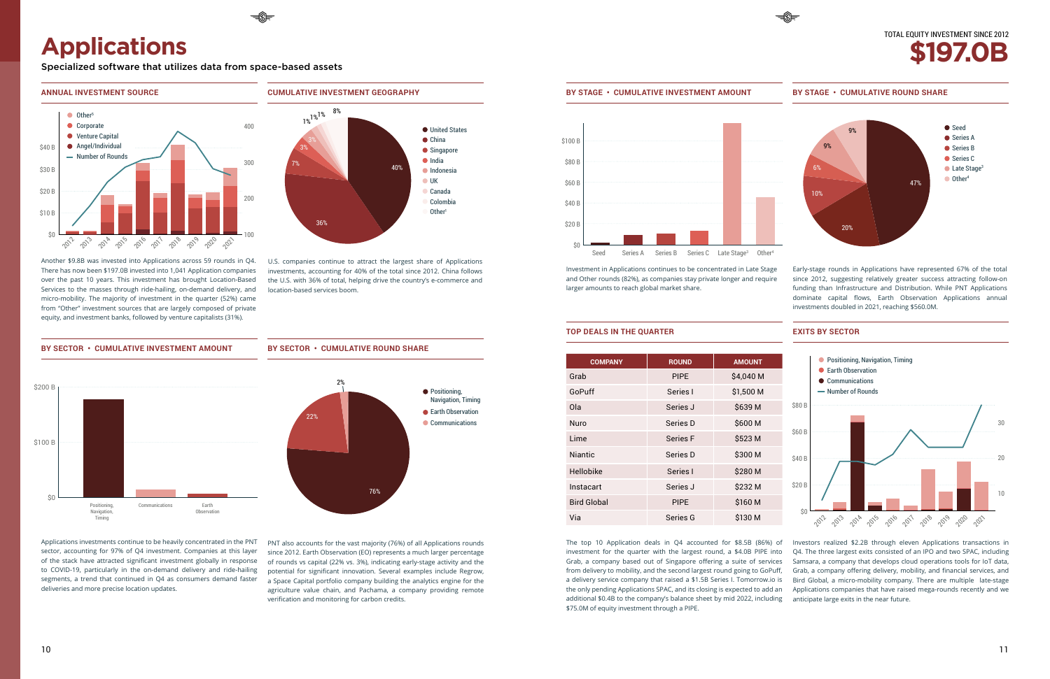# Applications

Specialized software that utilizes data from space-based assets

TOTAL EQUITY INVESTMENT SINCE 2012

**$197.0B**

## ANNUAL INVESTMENT SOURCE

Another $9.8B was invested into Applications across 59 rounds in Q4. There has now been $197.0B invested into 1,041 Application companies over the past 10 years. This investment has brought Location-Based Services to the masses through ride-hailing, on-demand delivery, and micro-mobility. The majority of investment in the quarter (52%) came from "Other" investment sources that are largely composed of private equity, and investment banks, followed by venture capitalists (31%).

## CUMULATIVE INVESTMENT GEOGRAPHY

U.S. companies continue to attract the largest share of Applications investments, accounting for 40% of the total since 2012. China follows the U.S. with 36% of total, helping drive the country's e-commerce and location-based services boom.

## BY SECTOR • CUMULATIVE INVESTMENT AMOUNT

Applications investments continue to be heavily concentrated in the PNT sector, accounting for 97% of Q4 investment. Companies at this layer of the stack have attracted significant investment globally in response to COVID-19, particularly in the on-demand delivery and ride-hailing segments, a trend that continued in Q4 as consumers demand faster deliveries and more precise location updates.

## BY SECTOR • CUMULATIVE ROUND SHARE

PNT also accounts for the vast majority (76%) of all Applications rounds since 2012. Earth Observation (EO) represents a much larger percentage of rounds vs capital (22% vs. 3%), indicating early-stage activity and the potential for significant innovation. Several examples include Regrow, a Space Capital portfolio company building the analytics engine for the agriculture value chain, and Pachama, a company providing remote verification and monitoring for carbon credits.

## BY STAGE • CUMULATIVE INVESTMENT AMOUNT

Investment in Applications continues to be concentrated in Late Stage and Other rounds (82%), as companies stay private longer and require larger amounts to reach global market share.

## BY STAGE • CUMULATIVE ROUND SHARE

Early-stage rounds in Applications have represented 67% of the total since 2012, suggesting relatively greater success attracting follow-on funding than Infrastructure and Distribution. While PNT Applications dominate capital flows, Earth Observation Applications annual investments doubled in 2021, reaching $560.0M.

## TOP DEALS IN THE QUARTER

| COMPANY | ROUND | AMOUNT |
|---|---|---|
| Grab | PIPE | $4,040 M |
| GoPuff | Series I | $1,500 M |
| Ola | Series J | $639 M |
| Nuro | Series D | $600 M |
| Lime | Series F | $523 M |
| Niantic | Series D | $300 M |
| Hellobike | Series I | $280 M |
| Instacart | Series J | $232 M |
| Bird Global | PIPE | $160 M |
| Via | Series G | $130 M |

The top 10 Application deals in Q4 accounted for $8.5B (86%) of investment for the quarter with the largest round, a $4.0B PIPE into Grab, a company based out of Singapore offering a suite of services from delivery to mobility, and the second largest round going to GoPuff, a delivery service company that raised a $1.5B Series I. Tomorrow.io is the only pending Applications SPAC, and its closing is expected to add an additional $0.4B to the company's balance sheet by mid 2022, including $75.0M of equity investment through a PIPE.

## EXITS BY SECTOR

Investors realized $2.2B through eleven Applications transactions in Q4. The three largest exits consisted of an IPO and two SPAC, including Samsara, a company that develops cloud operations tools for IoT data, Grab, a company offering delivery, mobility, and financial services, and Bird Global, a micro-mobility company. There are multiple late-stage Applications companies that have raised mega-rounds recently and we anticipate large exits in the near future.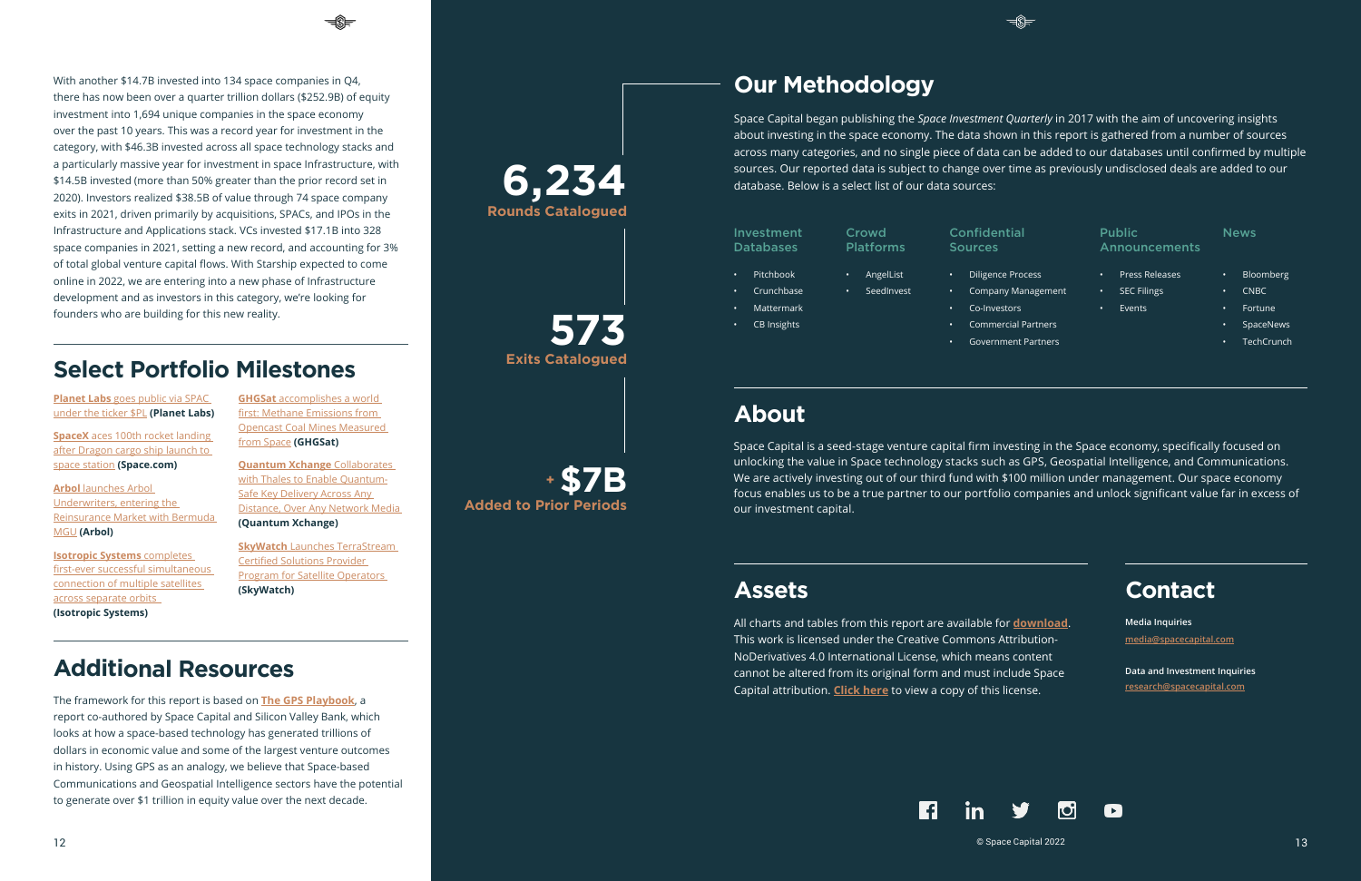With another $14.7B invested into 134 space companies in Q4, there has now been over a quarter trillion dollars ($252.9B) of equity investment into 1,694 unique companies in the space economy over the past 10 years. This was a record year for investment in the category, with $46.3B invested across all space technology stacks and a particularly massive year for investment in space Infrastructure, with $14.5B invested (more than 50% greater than the prior record set in 2020). Investors realized $38.5B of value through 74 space company exits in 2021, driven primarily by acquisitions, SPACs, and IPOs in the Infrastructure and Applications stack. VCs invested $17.1B into 328 space companies in 2021, setting a new record, and accounting for 3% of total global venture capital flows. With Starship expected to come online in 2022, we are entering into a new phase of Infrastructure development and as investors in this category, we're looking for founders who are building for this new reality.

## Select Portfolio Milestones

**Planet Labs** goes public via SPAC under the ticker $PL **(Planet Labs)**

**SpaceX** aces 100th rocket landing after Dragon cargo ship launch to space station **(Space.com)**

**Arbol** launches Arbol Underwriters, entering the Reinsurance Market with Bermuda MGU **(Arbol)**

**Isotropic Systems** completes first-ever successful simultaneous connection of multiple satellites across separate orbits **(Isotropic Systems)**

**GHGSat** accomplishes a world first: Methane Emissions from Opencast Coal Mines Measured from Space **(GHGSat)**

**Quantum Xchange** Collaborates with Thales to Enable Quantum-Safe Key Delivery Across Any Distance, Over Any Network Media **(Quantum Xchange)**

**SkyWatch** Launches TerraStream Certified Solutions Provider Program for Satellite Operators **(SkyWatch)**

## Additional Resources

The framework for this report is based on **The GPS Playbook**, a report co-authored by Space Capital and Silicon Valley Bank, which looks at how a space-based technology has generated trillions of dollars in economic value and some of the largest venture outcomes in history. Using GPS as an analogy, we believe that Space-based Communications and Geospatial Intelligence sectors have the potential to generate over $1 trillion in equity value over the next decade.

**6,234**
**Rounds Catalogued**

**573**
**Exits Catalogued**

**+ $7B**
**Added to Prior Periods**

## Our Methodology

Space Capital began publishing the *Space Investment Quarterly* in 2017 with the aim of uncovering insights about investing in the space economy. The data shown in this report is gathered from a number of sources across many categories, and no single piece of data can be added to our databases until confirmed by multiple sources. Our reported data is subject to change over time as previously undisclosed deals are added to our database. Below is a select list of our data sources:

**Investment Databases**
- Pitchbook
- Crunchbase
- Mattermark
- CB Insights

**Crowd Platforms**
- AngelList
- SeedInvest

**Confidential Sources**
- Diligence Process
- Company Management
- Co-Investors
- Commercial Partners
- Government Partners

**Public Announcements**
- Press Releases
- SEC Filings
- Events

**News**
- Bloomberg
- CNBC
- Fortune
- SpaceNews
- TechCrunch

## About

Space Capital is a seed-stage venture capital firm investing in the Space economy, specifically focused on unlocking the value in Space technology stacks such as GPS, Geospatial Intelligence, and Communications. We are actively investing out of our third fund with $100 million under management. Our space economy focus enables us to be a true partner to our portfolio companies and unlock significant value far in excess of our investment capital.

## Assets

All charts and tables from this report are available for **download**. This work is licensed under the Creative Commons Attribution-NoDerivatives 4.0 International License, which means content cannot be altered from its original form and must include Space Capital attribution. **Click here** to view a copy of this license.

## Contact

**Media Inquiries**
media@spacecapital.com

**Data and Investment Inquiries**
research@spacecapital.com

© Space Capital 2022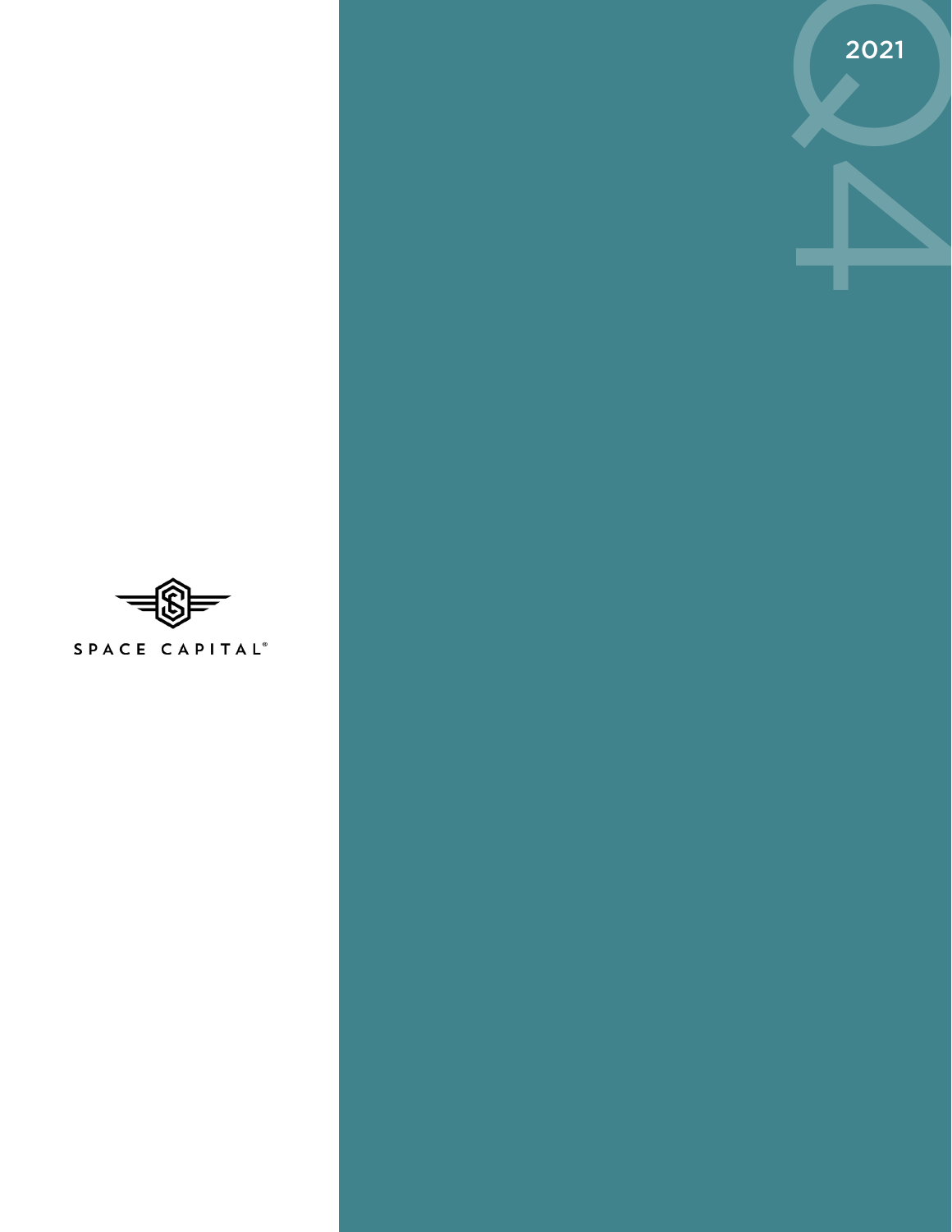2021

Q4

SPACE CAPITAL®